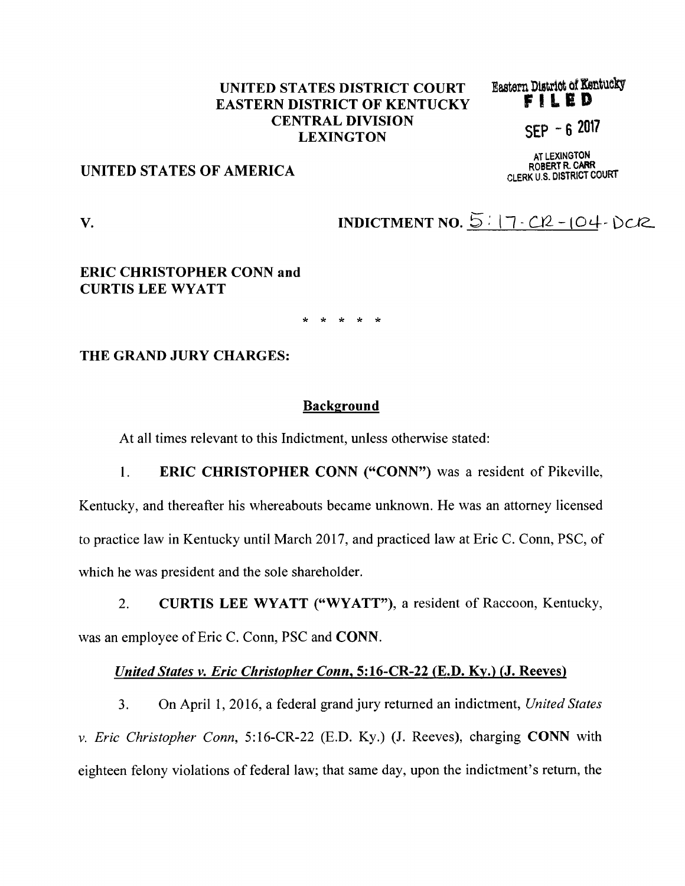UNITED STATES DISTRICT COURT
EASTERN DISTRICT OF KENTUCKY
CENTRAL DIVISION
LEXINGTON

Eastern District of Kentucky
**FILED**
SEP - 6 2017
AT LEXINGTON
ROBERT R. CARR
CLERK U.S. DISTRICT COURT

**UNITED STATES OF AMERICA**

**V.** **INDICTMENT NO.** 5:17-CR-104-DCR

**ERIC CHRISTOPHER CONN and**
**CURTIS LEE WYATT**

\* \* \* \* \*

**THE GRAND JURY CHARGES:**

## Background

At all times relevant to this Indictment, unless otherwise stated:

1. **ERIC CHRISTOPHER CONN ("CONN")** was a resident of Pikeville, Kentucky, and thereafter his whereabouts became unknown. He was an attorney licensed to practice law in Kentucky until March 2017, and practiced law at Eric C. Conn, PSC, of which he was president and the sole shareholder.

2. **CURTIS LEE WYATT ("WYATT")**, a resident of Raccoon, Kentucky, was an employee of Eric C. Conn, PSC and **CONN**.

### *United States v. Eric Christopher Conn*, 5:16-CR-22 (E.D. Ky.) (J. Reeves)

3. On April 1, 2016, a federal grand jury returned an indictment, *United States v. Eric Christopher Conn*, 5:16-CR-22 (E.D. Ky.) (J. Reeves), charging **CONN** with eighteen felony violations of federal law; that same day, upon the indictment's return, the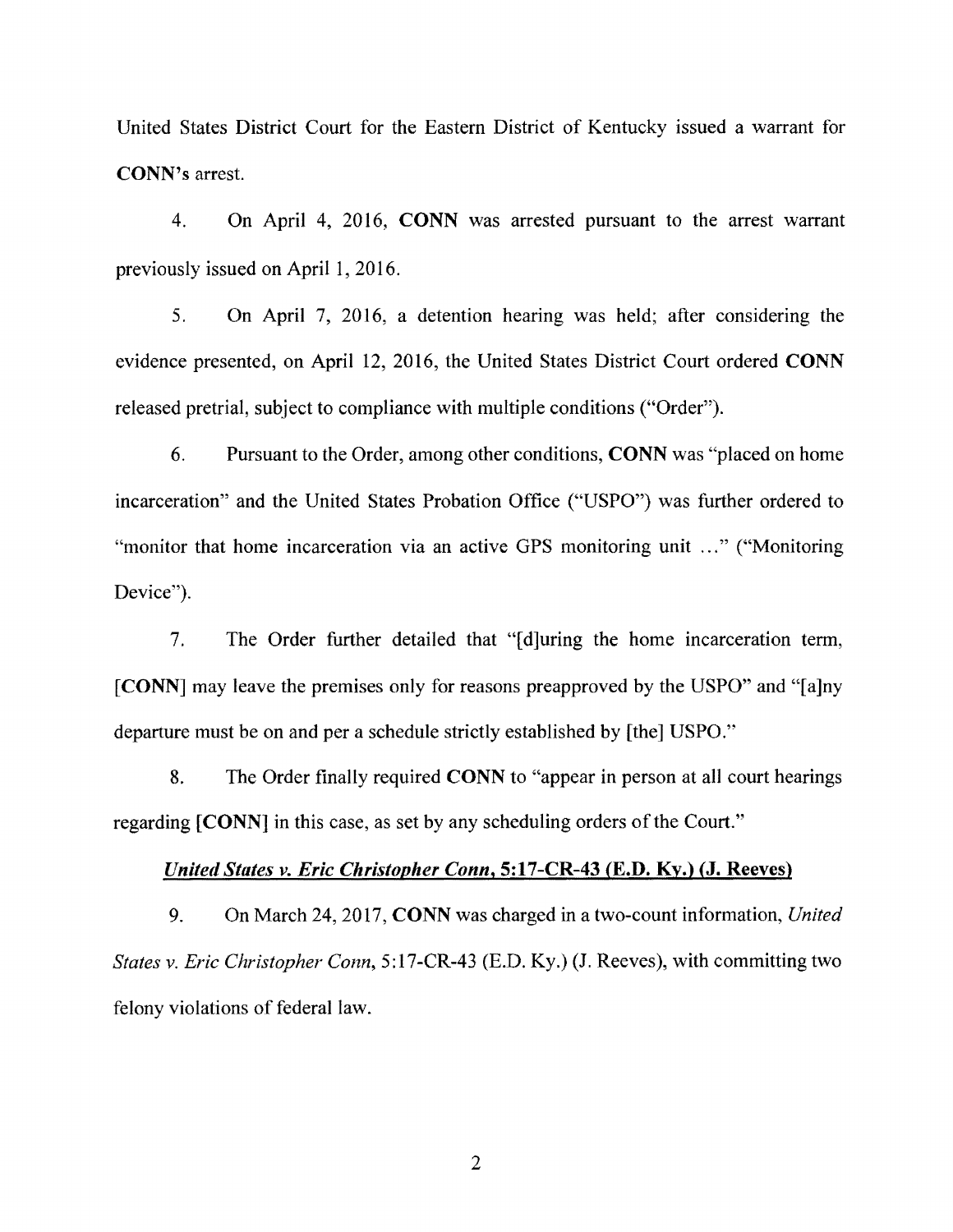United States District Court for the Eastern District of Kentucky issued a warrant for **CONN**'s arrest.

4. On April 4, 2016, **CONN** was arrested pursuant to the arrest warrant previously issued on April 1, 2016.

5. On April 7, 2016, a detention hearing was held; after considering the evidence presented, on April 12, 2016, the United States District Court ordered **CONN** released pretrial, subject to compliance with multiple conditions ("Order").

6. Pursuant to the Order, among other conditions, **CONN** was "placed on home incarceration" and the United States Probation Office ("USPO") was further ordered to "monitor that home incarceration via an active GPS monitoring unit ..." ("Monitoring Device").

7. The Order further detailed that "[d]uring the home incarceration term, [**CONN**] may leave the premises only for reasons preapproved by the USPO" and "[a]ny departure must be on and per a schedule strictly established by [the] USPO."

8. The Order finally required **CONN** to "appear in person at all court hearings regarding [**CONN**] in this case, as set by any scheduling orders of the Court."

***<u>United States v. Eric Christopher Conn</u>*<u>, 5:17-CR-43 (E.D. Ky.) (J. Reeves)</u>**

9. On March 24, 2017, **CONN** was charged in a two-count information, *United States v. Eric Christopher Conn*, 5:17-CR-43 (E.D. Ky.) (J. Reeves), with committing two felony violations of federal law.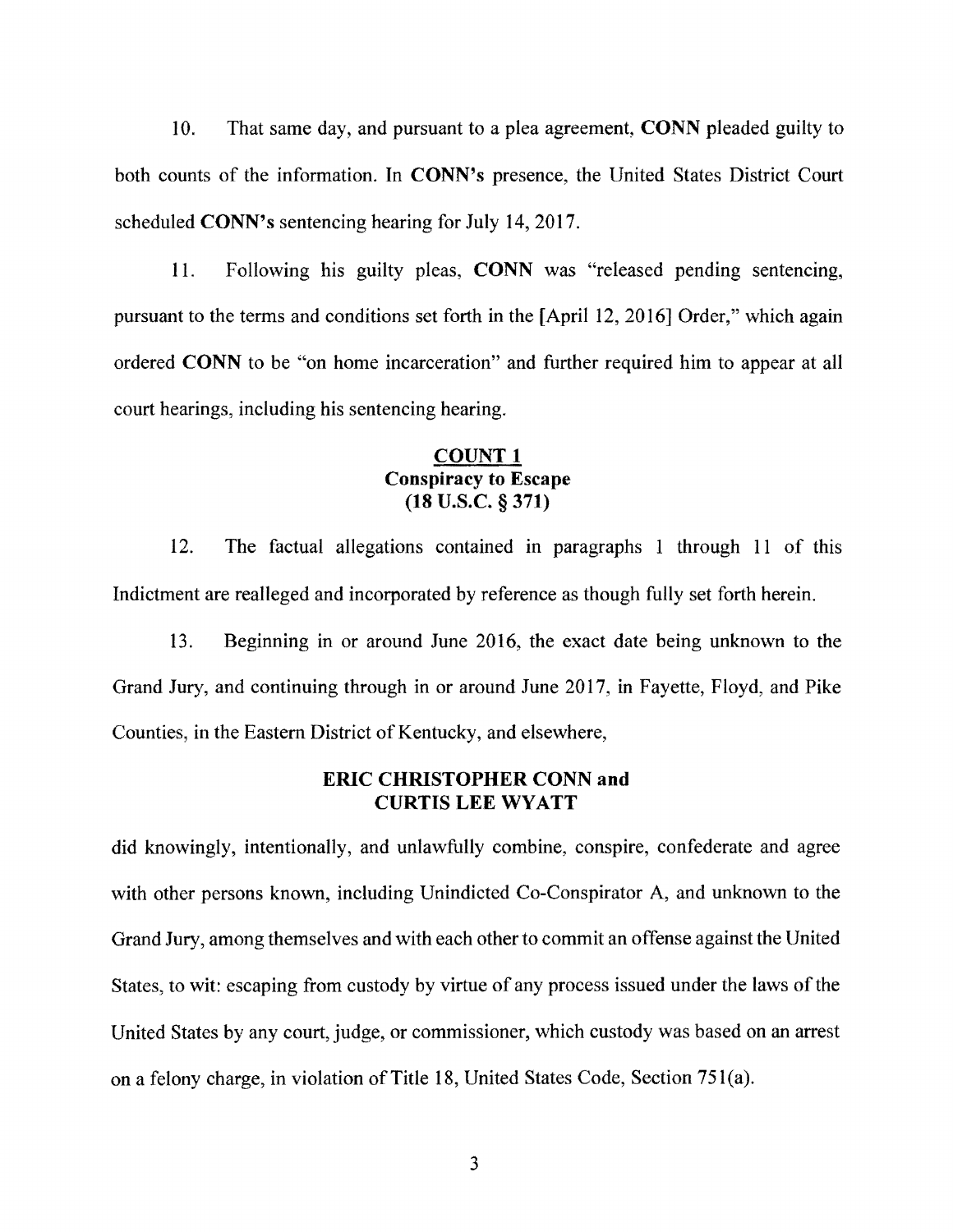10. That same day, and pursuant to a plea agreement, **CONN** pleaded guilty to both counts of the information. In **CONN's** presence, the United States District Court scheduled **CONN's** sentencing hearing for July 14, 2017.

11. Following his guilty pleas, **CONN** was "released pending sentencing, pursuant to the terms and conditions set forth in the [April 12, 2016] Order," which again ordered **CONN** to be "on home incarceration" and further required him to appear at all court hearings, including his sentencing hearing.

## **COUNT 1**
## **Conspiracy to Escape**
## **(18 U.S.C. § 371)**

12. The factual allegations contained in paragraphs 1 through 11 of this Indictment are realleged and incorporated by reference as though fully set forth herein.

13. Beginning in or around June 2016, the exact date being unknown to the Grand Jury, and continuing through in or around June 2017, in Fayette, Floyd, and Pike Counties, in the Eastern District of Kentucky, and elsewhere,

**ERIC CHRISTOPHER CONN and**
**CURTIS LEE WYATT**

did knowingly, intentionally, and unlawfully combine, conspire, confederate and agree with other persons known, including Unindicted Co-Conspirator A, and unknown to the Grand Jury, among themselves and with each other to commit an offense against the United States, to wit: escaping from custody by virtue of any process issued under the laws of the United States by any court, judge, or commissioner, which custody was based on an arrest on a felony charge, in violation of Title 18, United States Code, Section 751(a).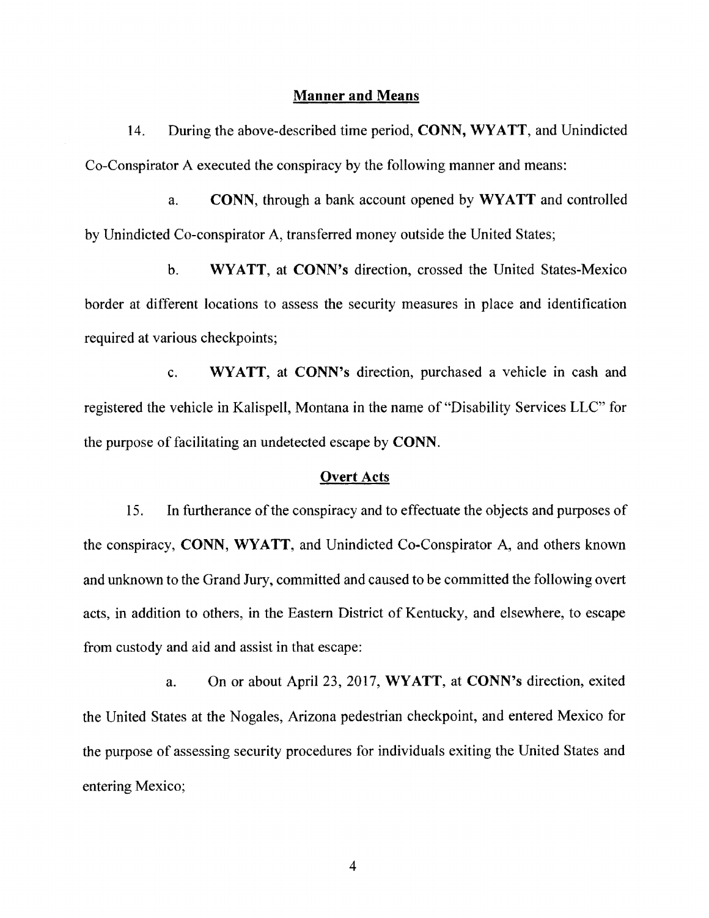## Manner and Means

14. During the above-described time period, **CONN, WYATT**, and Unindicted Co-Conspirator A executed the conspiracy by the following manner and means:

a. **CONN**, through a bank account opened by **WYATT** and controlled by Unindicted Co-conspirator A, transferred money outside the United States;

b. **WYATT**, at **CONN's** direction, crossed the United States-Mexico border at different locations to assess the security measures in place and identification required at various checkpoints;

c. **WYATT**, at **CONN's** direction, purchased a vehicle in cash and registered the vehicle in Kalispell, Montana in the name of "Disability Services LLC" for the purpose of facilitating an undetected escape by **CONN**.

## Overt Acts

15. In furtherance of the conspiracy and to effectuate the objects and purposes of the conspiracy, **CONN, WYATT**, and Unindicted Co-Conspirator A, and others known and unknown to the Grand Jury, committed and caused to be committed the following overt acts, in addition to others, in the Eastern District of Kentucky, and elsewhere, to escape from custody and aid and assist in that escape:

a. On or about April 23, 2017, **WYATT**, at **CONN's** direction, exited the United States at the Nogales, Arizona pedestrian checkpoint, and entered Mexico for the purpose of assessing security procedures for individuals exiting the United States and entering Mexico;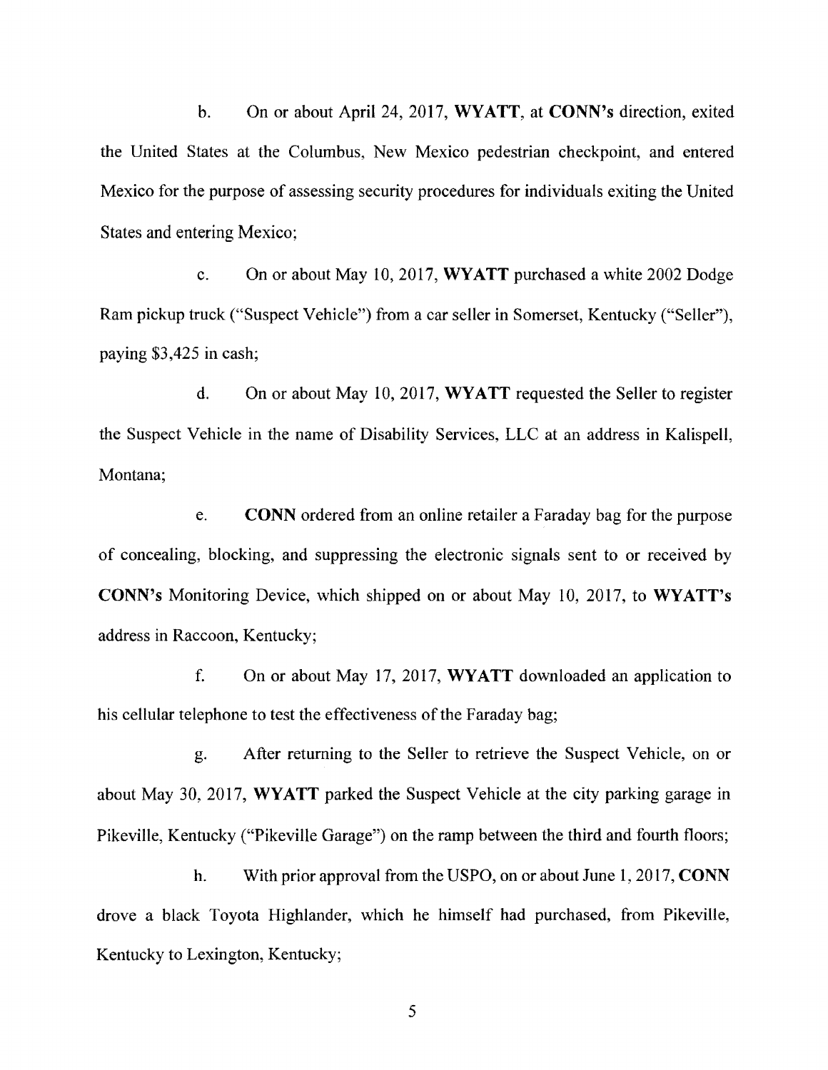b. On or about April 24, 2017, **WYATT**, at **CONN's** direction, exited the United States at the Columbus, New Mexico pedestrian checkpoint, and entered Mexico for the purpose of assessing security procedures for individuals exiting the United States and entering Mexico;

c. On or about May 10, 2017, **WYATT** purchased a white 2002 Dodge Ram pickup truck ("Suspect Vehicle") from a car seller in Somerset, Kentucky ("Seller"), paying $3,425 in cash;

d. On or about May 10, 2017, **WYATT** requested the Seller to register the Suspect Vehicle in the name of Disability Services, LLC at an address in Kalispell, Montana;

e. **CONN** ordered from an online retailer a Faraday bag for the purpose of concealing, blocking, and suppressing the electronic signals sent to or received by **CONN's** Monitoring Device, which shipped on or about May 10, 2017, to **WYATT's** address in Raccoon, Kentucky;

f. On or about May 17, 2017, **WYATT** downloaded an application to his cellular telephone to test the effectiveness of the Faraday bag;

g. After returning to the Seller to retrieve the Suspect Vehicle, on or about May 30, 2017, **WYATT** parked the Suspect Vehicle at the city parking garage in Pikeville, Kentucky ("Pikeville Garage") on the ramp between the third and fourth floors;

h. With prior approval from the USPO, on or about June 1, 2017, **CONN** drove a black Toyota Highlander, which he himself had purchased, from Pikeville, Kentucky to Lexington, Kentucky;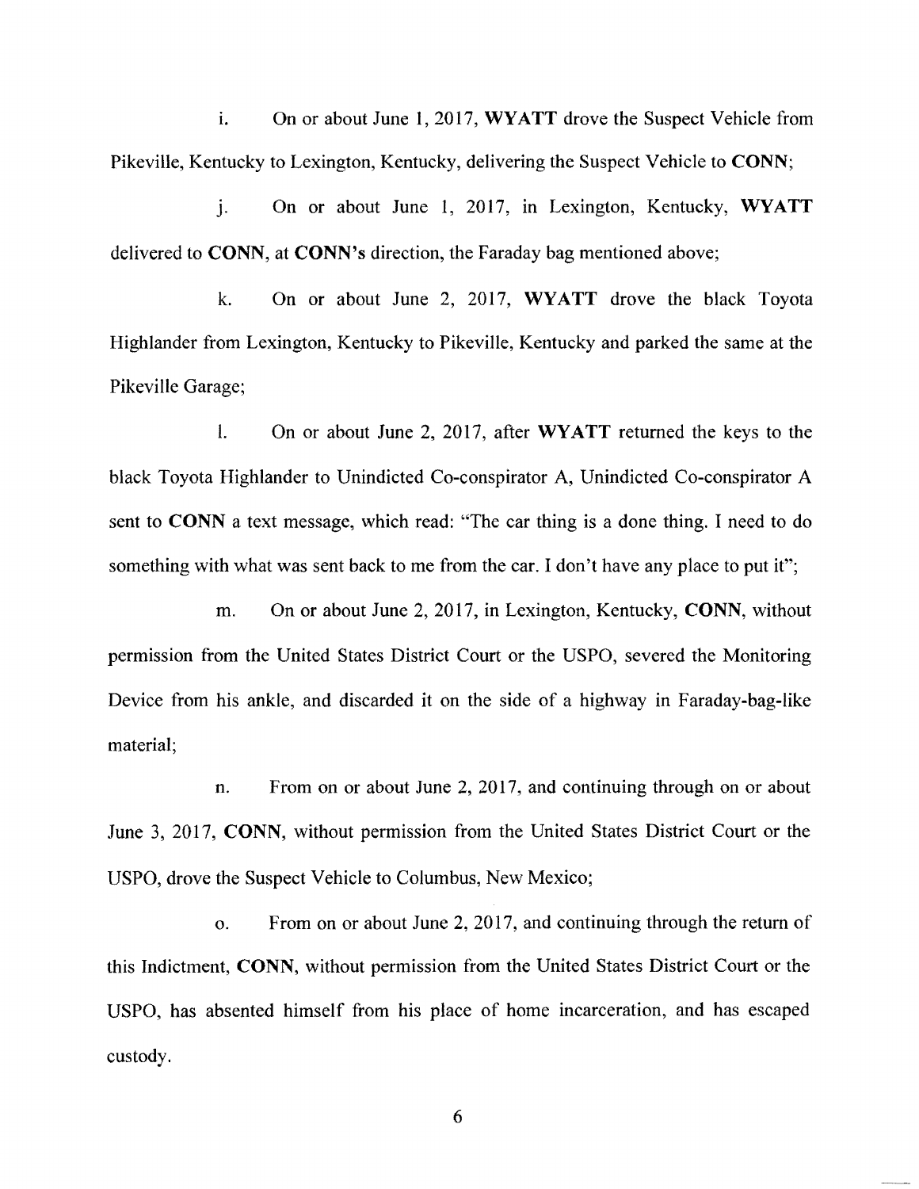i. On or about June 1, 2017, **WYATT** drove the Suspect Vehicle from Pikeville, Kentucky to Lexington, Kentucky, delivering the Suspect Vehicle to **CONN**;

j. On or about June 1, 2017, in Lexington, Kentucky, **WYATT** delivered to **CONN**, at **CONN's** direction, the Faraday bag mentioned above;

k. On or about June 2, 2017, **WYATT** drove the black Toyota Highlander from Lexington, Kentucky to Pikeville, Kentucky and parked the same at the Pikeville Garage;

l. On or about June 2, 2017, after **WYATT** returned the keys to the black Toyota Highlander to Unindicted Co-conspirator A, Unindicted Co-conspirator A sent to **CONN** a text message, which read: "The car thing is a done thing. I need to do something with what was sent back to me from the car. I don't have any place to put it";

m. On or about June 2, 2017, in Lexington, Kentucky, **CONN**, without permission from the United States District Court or the USPO, severed the Monitoring Device from his ankle, and discarded it on the side of a highway in Faraday-bag-like material;

n. From on or about June 2, 2017, and continuing through on or about June 3, 2017, **CONN**, without permission from the United States District Court or the USPO, drove the Suspect Vehicle to Columbus, New Mexico;

o. From on or about June 2, 2017, and continuing through the return of this Indictment, **CONN**, without permission from the United States District Court or the USPO, has absented himself from his place of home incarceration, and has escaped custody.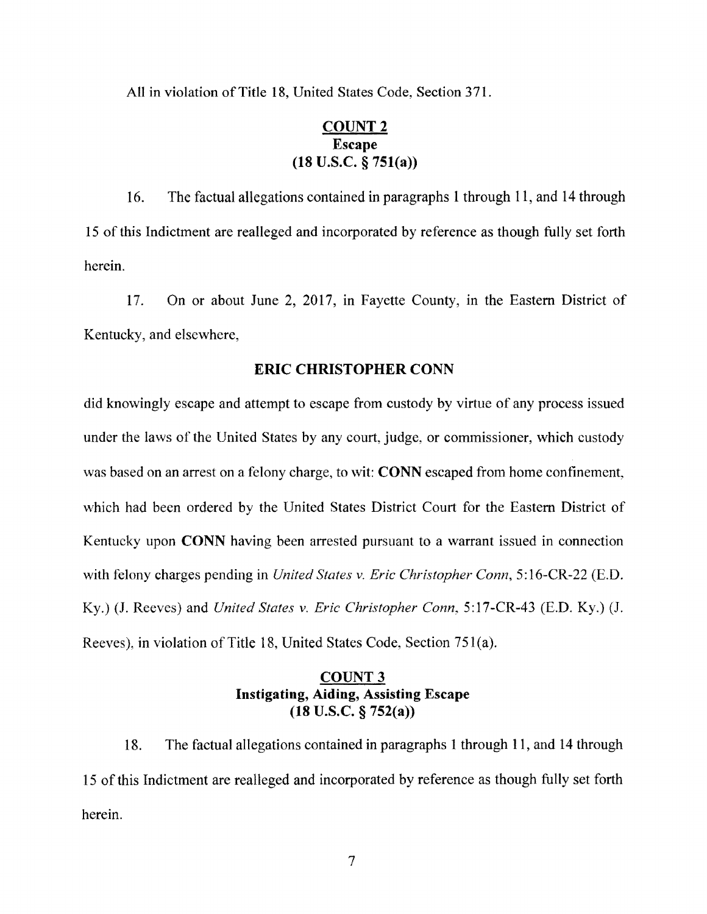All in violation of Title 18, United States Code, Section 371.

## COUNT 2
**Escape**
**(18 U.S.C. § 751(a))**

16. The factual allegations contained in paragraphs 1 through 11, and 14 through 15 of this Indictment are realleged and incorporated by reference as though fully set forth herein.

17. On or about June 2, 2017, in Fayette County, in the Eastern District of Kentucky, and elsewhere,

**ERIC CHRISTOPHER CONN**

did knowingly escape and attempt to escape from custody by virtue of any process issued under the laws of the United States by any court, judge, or commissioner, which custody was based on an arrest on a felony charge, to wit: **CONN** escaped from home confinement, which had been ordered by the United States District Court for the Eastern District of Kentucky upon **CONN** having been arrested pursuant to a warrant issued in connection with felony charges pending in *United States v. Eric Christopher Conn*, 5:16-CR-22 (E.D. Ky.) (J. Reeves) and *United States v. Eric Christopher Conn*, 5:17-CR-43 (E.D. Ky.) (J. Reeves), in violation of Title 18, United States Code, Section 751(a).

## COUNT 3
**Instigating, Aiding, Assisting Escape**
**(18 U.S.C. § 752(a))**

18. The factual allegations contained in paragraphs 1 through 11, and 14 through 15 of this Indictment are realleged and incorporated by reference as though fully set forth herein.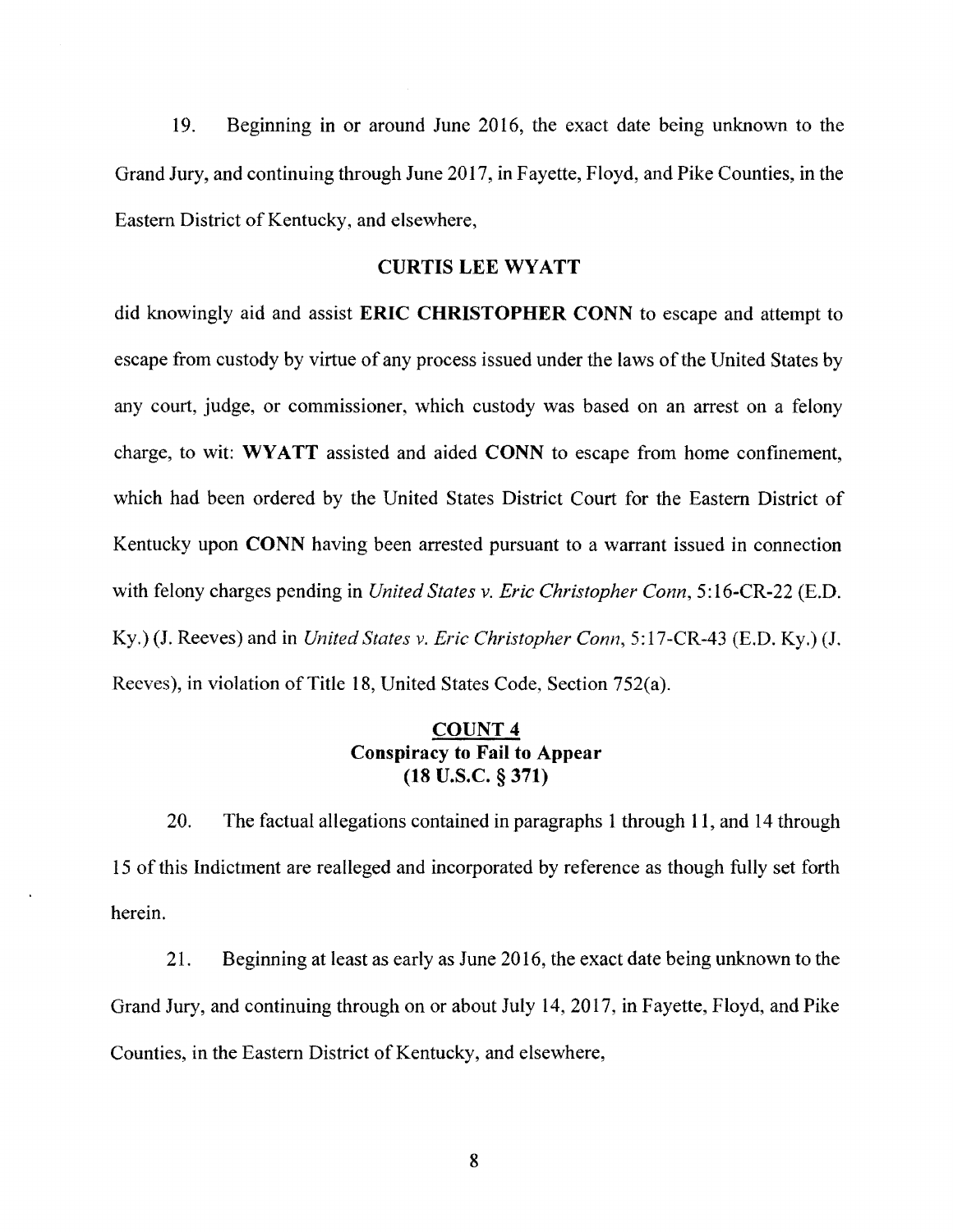19. Beginning in or around June 2016, the exact date being unknown to the Grand Jury, and continuing through June 2017, in Fayette, Floyd, and Pike Counties, in the Eastern District of Kentucky, and elsewhere,

**CURTIS LEE WYATT**

did knowingly aid and assist **ERIC CHRISTOPHER CONN** to escape and attempt to escape from custody by virtue of any process issued under the laws of the United States by any court, judge, or commissioner, which custody was based on an arrest on a felony charge, to wit: **WYATT** assisted and aided **CONN** to escape from home confinement, which had been ordered by the United States District Court for the Eastern District of Kentucky upon **CONN** having been arrested pursuant to a warrant issued in connection with felony charges pending in *United States v. Eric Christopher Conn*, 5:16-CR-22 (E.D. Ky.) (J. Reeves) and in *United States v. Eric Christopher Conn*, 5:17-CR-43 (E.D. Ky.) (J. Reeves), in violation of Title 18, United States Code, Section 752(a).

## COUNT 4
**Conspiracy to Fail to Appear**
**(18 U.S.C. § 371)**

20. The factual allegations contained in paragraphs 1 through 11, and 14 through 15 of this Indictment are realleged and incorporated by reference as though fully set forth herein.

21. Beginning at least as early as June 2016, the exact date being unknown to the Grand Jury, and continuing through on or about July 14, 2017, in Fayette, Floyd, and Pike Counties, in the Eastern District of Kentucky, and elsewhere,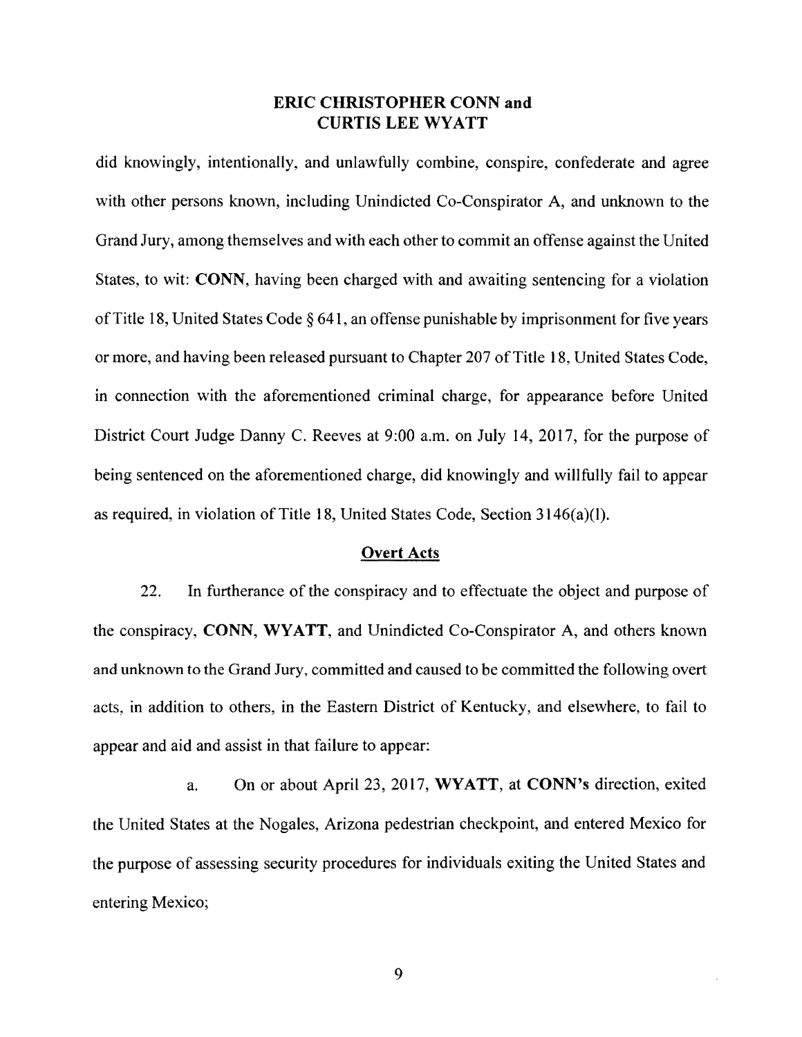**ERIC CHRISTOPHER CONN and CURTIS LEE WYATT**

did knowingly, intentionally, and unlawfully combine, conspire, confederate and agree with other persons known, including Unindicted Co-Conspirator A, and unknown to the Grand Jury, among themselves and with each other to commit an offense against the United States, to wit: **CONN**, having been charged with and awaiting sentencing for a violation of Title 18, United States Code § 641, an offense punishable by imprisonment for five years or more, and having been released pursuant to Chapter 207 of Title 18, United States Code, in connection with the aforementioned criminal charge, for appearance before United District Court Judge Danny C. Reeves at 9:00 a.m. on July 14, 2017, for the purpose of being sentenced on the aforementioned charge, did knowingly and willfully fail to appear as required, in violation of Title 18, United States Code, Section 3146(a)(1).

**Overt Acts**

22. In furtherance of the conspiracy and to effectuate the object and purpose of the conspiracy, **CONN**, **WYATT**, and Unindicted Co-Conspirator A, and others known and unknown to the Grand Jury, committed and caused to be committed the following overt acts, in addition to others, in the Eastern District of Kentucky, and elsewhere, to fail to appear and aid and assist in that failure to appear:

a. On or about April 23, 2017, **WYATT**, at **CONN's** direction, exited the United States at the Nogales, Arizona pedestrian checkpoint, and entered Mexico for the purpose of assessing security procedures for individuals exiting the United States and entering Mexico;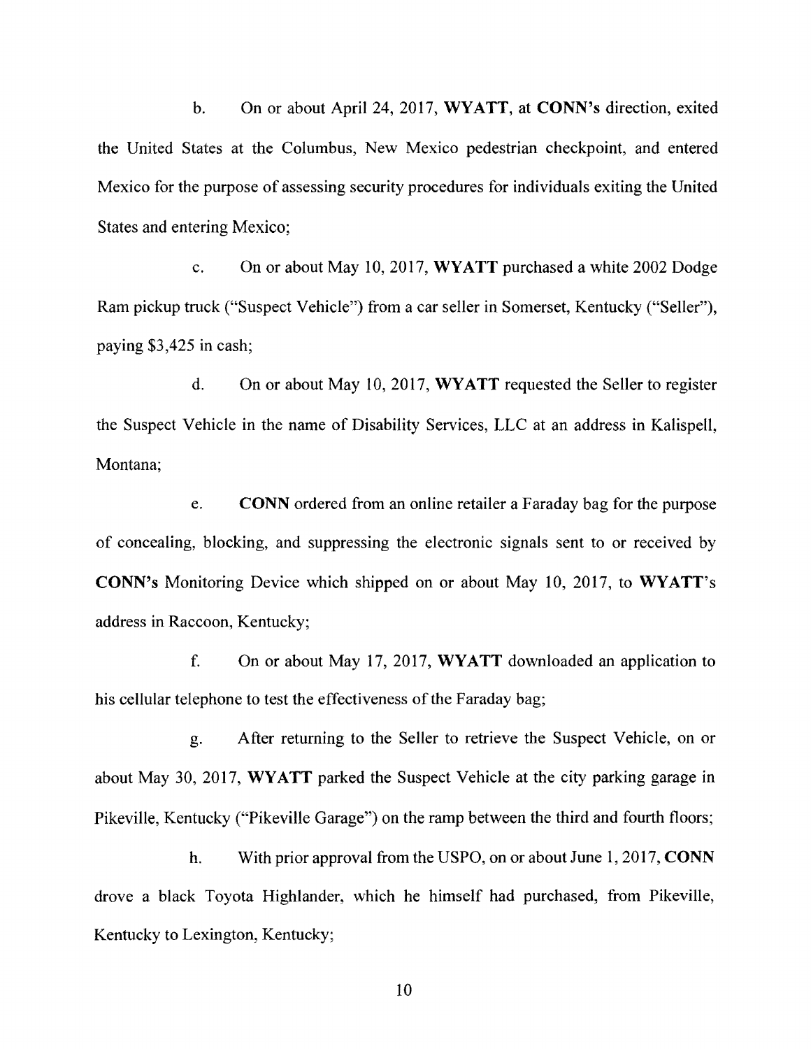b. On or about April 24, 2017, **WYATT**, at **CONN's** direction, exited the United States at the Columbus, New Mexico pedestrian checkpoint, and entered Mexico for the purpose of assessing security procedures for individuals exiting the United States and entering Mexico;

c. On or about May 10, 2017, **WYATT** purchased a white 2002 Dodge Ram pickup truck ("Suspect Vehicle") from a car seller in Somerset, Kentucky ("Seller"), paying $3,425 in cash;

d. On or about May 10, 2017, **WYATT** requested the Seller to register the Suspect Vehicle in the name of Disability Services, LLC at an address in Kalispell, Montana;

e. **CONN** ordered from an online retailer a Faraday bag for the purpose of concealing, blocking, and suppressing the electronic signals sent to or received by **CONN's** Monitoring Device which shipped on or about May 10, 2017, to **WYATT**'s address in Raccoon, Kentucky;

f. On or about May 17, 2017, **WYATT** downloaded an application to his cellular telephone to test the effectiveness of the Faraday bag;

g. After returning to the Seller to retrieve the Suspect Vehicle, on or about May 30, 2017, **WYATT** parked the Suspect Vehicle at the city parking garage in Pikeville, Kentucky ("Pikeville Garage") on the ramp between the third and fourth floors;

h. With prior approval from the USPO, on or about June 1, 2017, **CONN** drove a black Toyota Highlander, which he himself had purchased, from Pikeville, Kentucky to Lexington, Kentucky;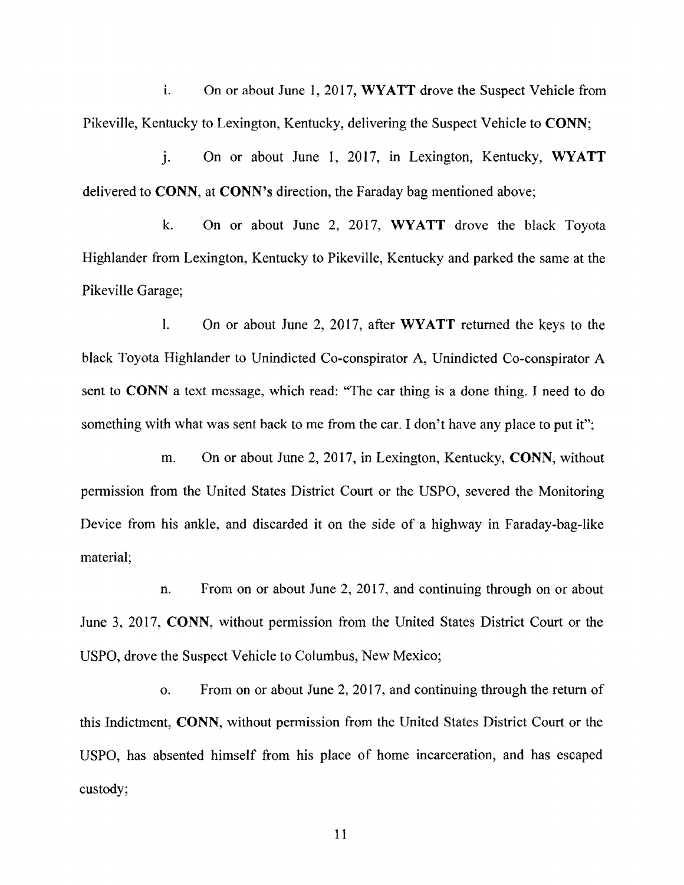i. On or about June 1, 2017, **WYATT** drove the Suspect Vehicle from Pikeville, Kentucky to Lexington, Kentucky, delivering the Suspect Vehicle to **CONN**;

j. On or about June 1, 2017, in Lexington, Kentucky, **WYATT** delivered to **CONN**, at **CONN's** direction, the Faraday bag mentioned above;

k. On or about June 2, 2017, **WYATT** drove the black Toyota Highlander from Lexington, Kentucky to Pikeville, Kentucky and parked the same at the Pikeville Garage;

l. On or about June 2, 2017, after **WYATT** returned the keys to the black Toyota Highlander to Unindicted Co-conspirator A, Unindicted Co-conspirator A sent to **CONN** a text message, which read: "The car thing is a done thing. I need to do something with what was sent back to me from the car. I don't have any place to put it";

m. On or about June 2, 2017, in Lexington, Kentucky, **CONN**, without permission from the United States District Court or the USPO, severed the Monitoring Device from his ankle, and discarded it on the side of a highway in Faraday-bag-like material;

n. From on or about June 2, 2017, and continuing through on or about June 3, 2017, **CONN**, without permission from the United States District Court or the USPO, drove the Suspect Vehicle to Columbus, New Mexico;

o. From on or about June 2, 2017, and continuing through the return of this Indictment, **CONN**, without permission from the United States District Court or the USPO, has absented himself from his place of home incarceration, and has escaped custody;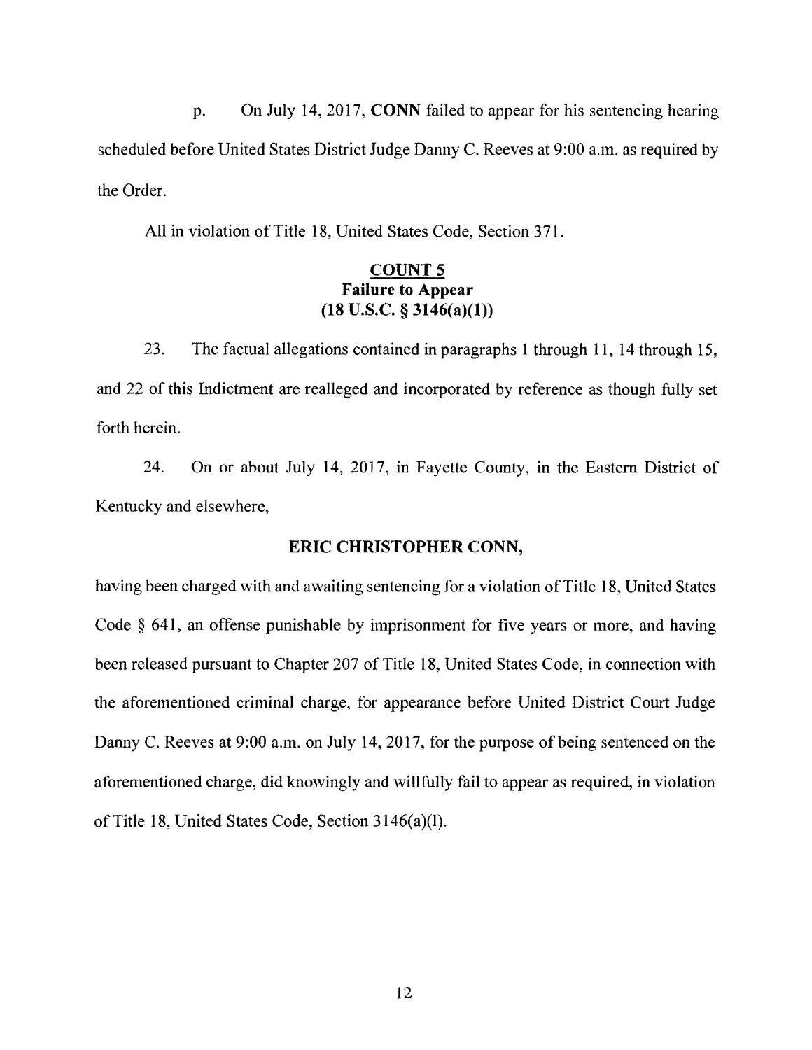p. On July 14, 2017, **CONN** failed to appear for his sentencing hearing scheduled before United States District Judge Danny C. Reeves at 9:00 a.m. as required by the Order.

All in violation of Title 18, United States Code, Section 371.

## COUNT 5
### Failure to Appear
### (18 U.S.C. § 3146(a)(1))

23. The factual allegations contained in paragraphs 1 through 11, 14 through 15, and 22 of this Indictment are realleged and incorporated by reference as though fully set forth herein.

24. On or about July 14, 2017, in Fayette County, in the Eastern District of Kentucky and elsewhere,

**ERIC CHRISTOPHER CONN,**

having been charged with and awaiting sentencing for a violation of Title 18, United States Code § 641, an offense punishable by imprisonment for five years or more, and having been released pursuant to Chapter 207 of Title 18, United States Code, in connection with the aforementioned criminal charge, for appearance before United District Court Judge Danny C. Reeves at 9:00 a.m. on July 14, 2017, for the purpose of being sentenced on the aforementioned charge, did knowingly and willfully fail to appear as required, in violation of Title 18, United States Code, Section 3146(a)(l).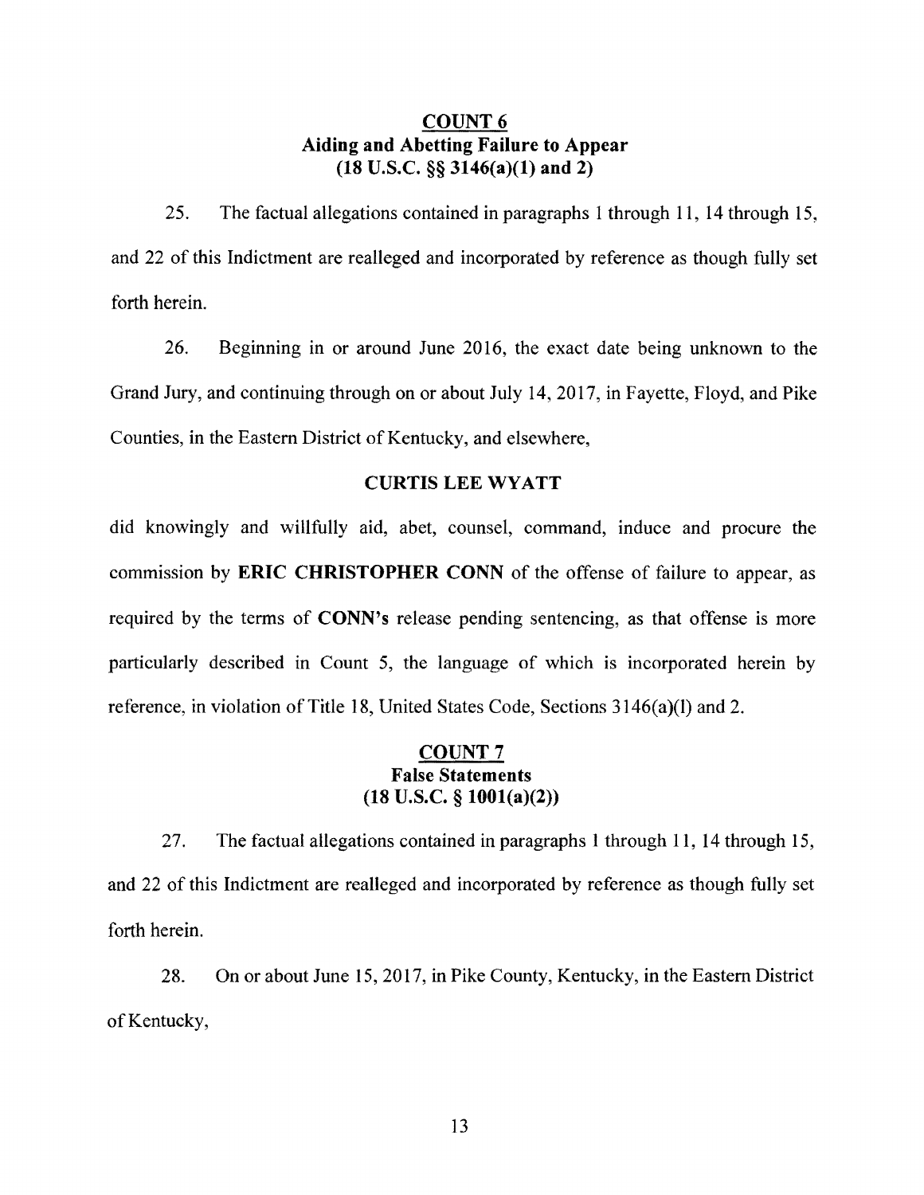## COUNT 6
### Aiding and Abetting Failure to Appear
### (18 U.S.C. §§ 3146(a)(1) and 2)

25. The factual allegations contained in paragraphs 1 through 11, 14 through 15, and 22 of this Indictment are realleged and incorporated by reference as though fully set forth herein.

26. Beginning in or around June 2016, the exact date being unknown to the Grand Jury, and continuing through on or about July 14, 2017, in Fayette, Floyd, and Pike Counties, in the Eastern District of Kentucky, and elsewhere,

**CURTIS LEE WYATT**

did knowingly and willfully aid, abet, counsel, command, induce and procure the commission by **ERIC CHRISTOPHER CONN** of the offense of failure to appear, as required by the terms of **CONN's** release pending sentencing, as that offense is more particularly described in Count 5, the language of which is incorporated herein by reference, in violation of Title 18, United States Code, Sections 3146(a)(l) and 2.

## COUNT 7
### False Statements
### (18 U.S.C. § 1001(a)(2))

27. The factual allegations contained in paragraphs 1 through 11, 14 through 15, and 22 of this Indictment are realleged and incorporated by reference as though fully set forth herein.

28. On or about June 15, 2017, in Pike County, Kentucky, in the Eastern District of Kentucky,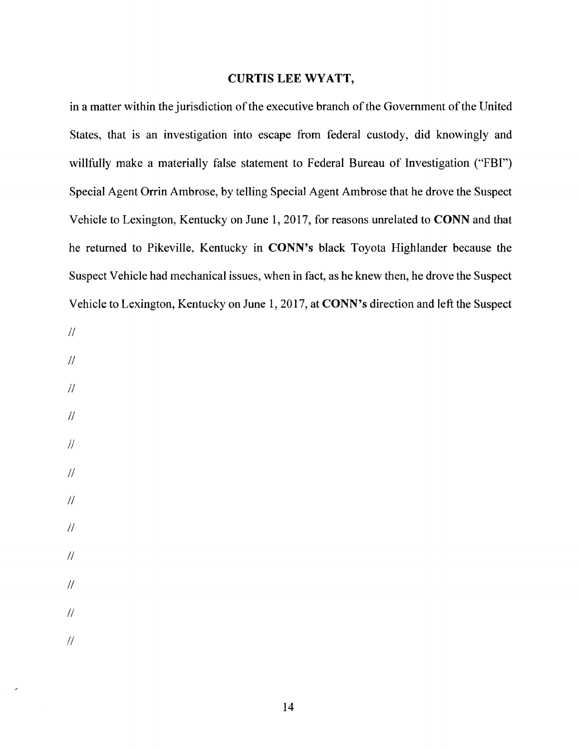**CURTIS LEE WYATT,**

in a matter within the jurisdiction of the executive branch of the Government of the United States, that is an investigation into escape from federal custody, did knowingly and willfully make a materially false statement to Federal Bureau of Investigation ("FBI") Special Agent Orrin Ambrose, by telling Special Agent Ambrose that he drove the Suspect Vehicle to Lexington, Kentucky on June 1, 2017, for reasons unrelated to **CONN** and that he returned to Pikeville, Kentucky in **CONN's** black Toyota Highlander because the Suspect Vehicle had mechanical issues, when in fact, as he knew then, he drove the Suspect Vehicle to Lexington, Kentucky on June 1, 2017, at **CONN's** direction and left the Suspect

//

//

//

//

//

//

//

//

//

//

//

//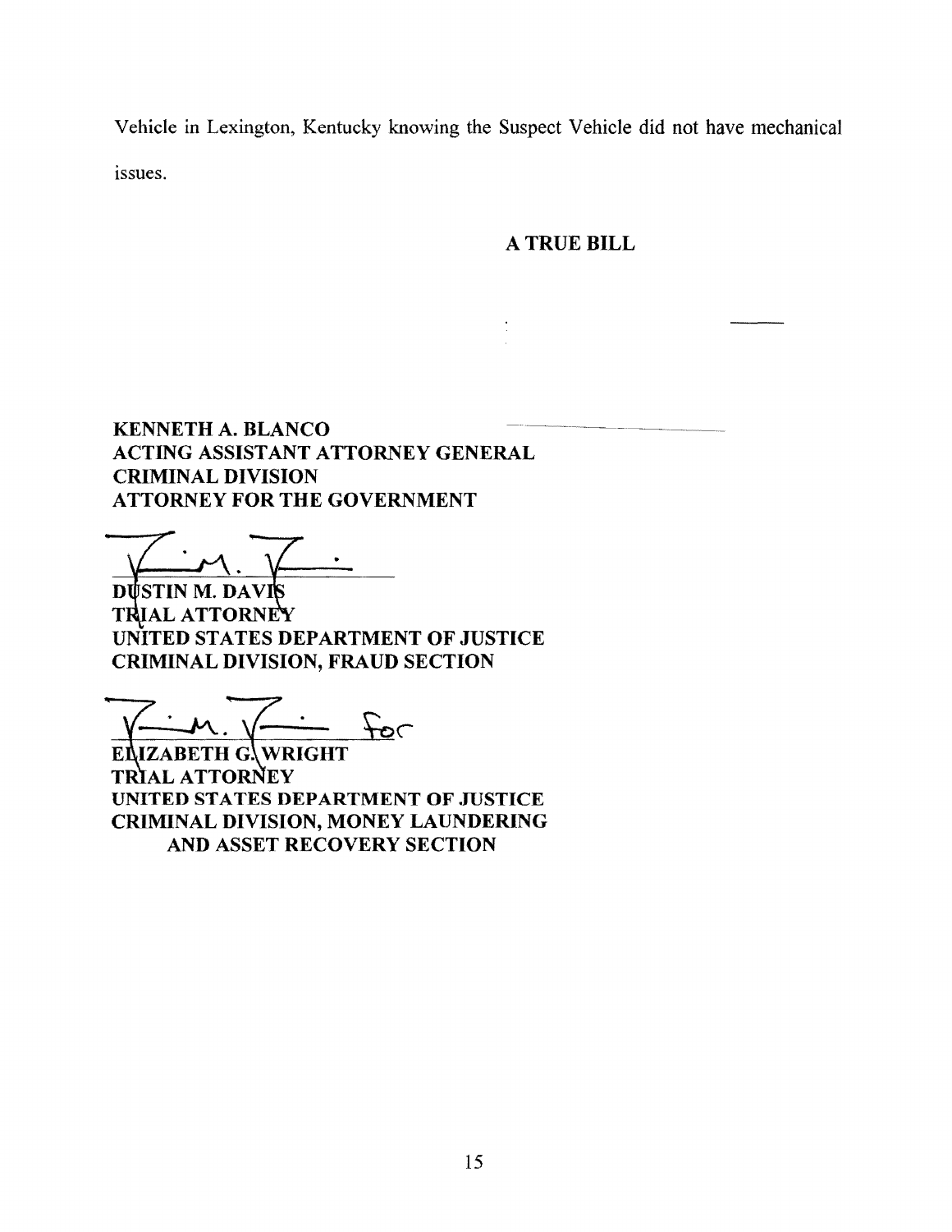Vehicle in Lexington, Kentucky knowing the Suspect Vehicle did not have mechanical issues.

**A TRUE BILL**

**KENNETH A. BLANCO**
**ACTING ASSISTANT ATTORNEY GENERAL**
**CRIMINAL DIVISION**
**ATTORNEY FOR THE GOVERNMENT**

**DUSTIN M. DAVIS**
**TRIAL ATTORNEY**
**UNITED STATES DEPARTMENT OF JUSTICE**
**CRIMINAL DIVISION, FRAUD SECTION**

for

**ELIZABETH G. WRIGHT**
**TRIAL ATTORNEY**
**UNITED STATES DEPARTMENT OF JUSTICE**
**CRIMINAL DIVISION, MONEY LAUNDERING AND ASSET RECOVERY SECTION**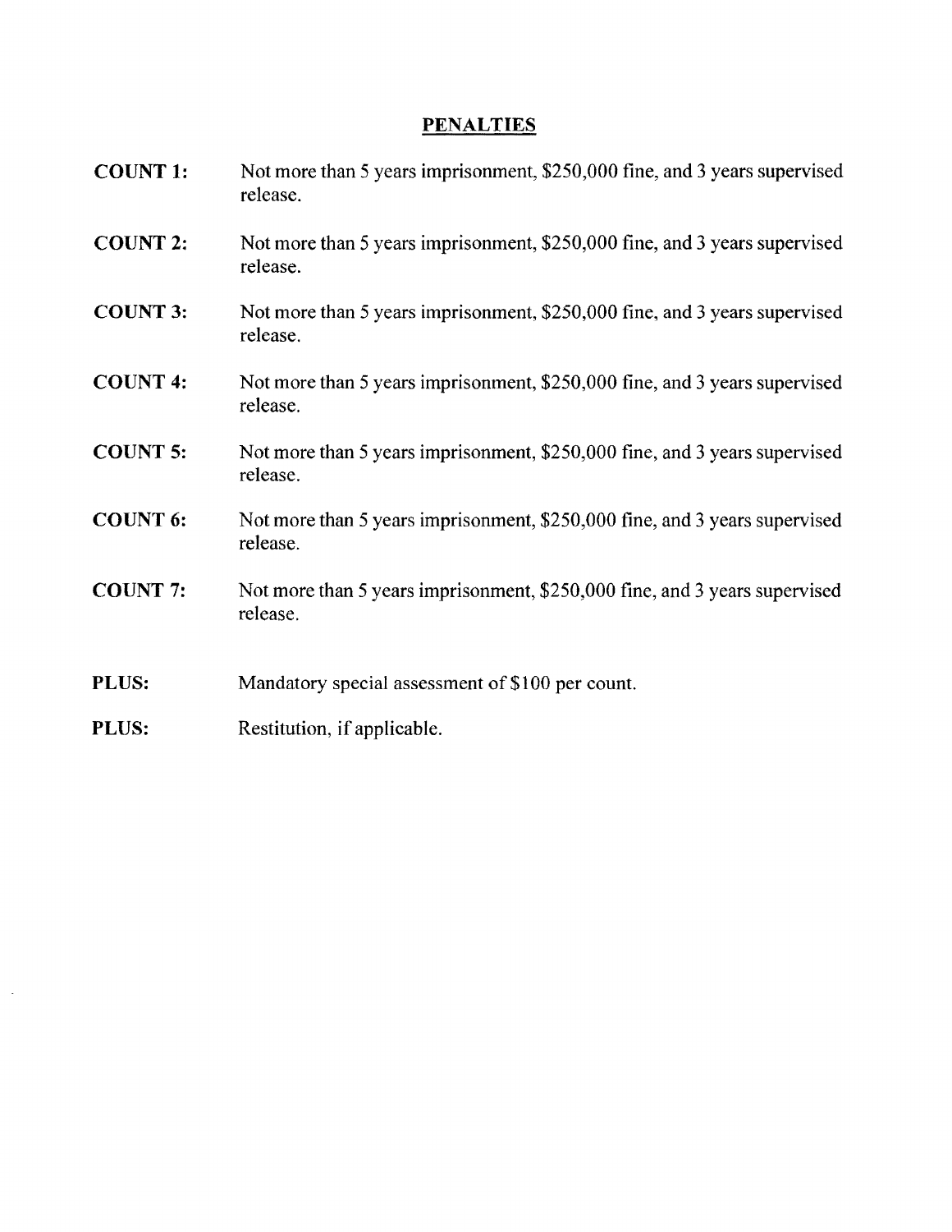## PENALTIES

**COUNT 1:** Not more than 5 years imprisonment, $250,000 fine, and 3 years supervised release.

**COUNT 2:** Not more than 5 years imprisonment, $250,000 fine, and 3 years supervised release.

**COUNT 3:** Not more than 5 years imprisonment, $250,000 fine, and 3 years supervised release.

**COUNT 4:** Not more than 5 years imprisonment, $250,000 fine, and 3 years supervised release.

**COUNT 5:** Not more than 5 years imprisonment, $250,000 fine, and 3 years supervised release.

**COUNT 6:** Not more than 5 years imprisonment, $250,000 fine, and 3 years supervised release.

**COUNT 7:** Not more than 5 years imprisonment, $250,000 fine, and 3 years supervised release.

**PLUS:** Mandatory special assessment of $100 per count.

**PLUS:** Restitution, if applicable.